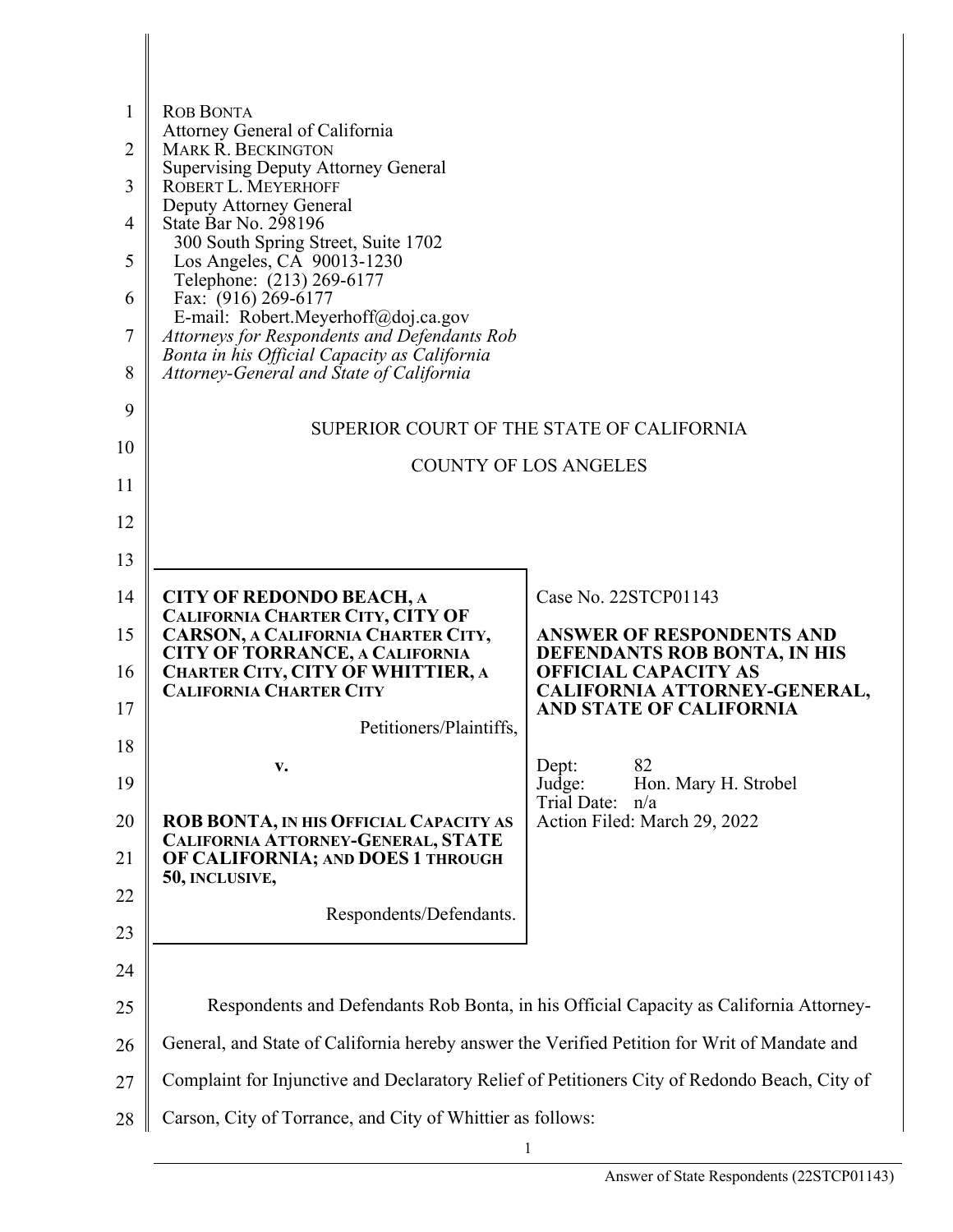ROB BONTA
Attorney General of California
MARK R. BECKINGTON
Supervising Deputy Attorney General
ROBERT L. MEYERHOFF
Deputy Attorney General
State Bar No. 298196
300 South Spring Street, Suite 1702
Los Angeles, CA 90013-1230
Telephone: (213) 269-6177
Fax: (916) 269-6177
E-mail: Robert.Meyerhoff@doj.ca.gov
*Attorneys for Respondents and Defendants Rob Bonta in his Official Capacity as California Attorney-General and State of California*

SUPERIOR COURT OF THE STATE OF CALIFORNIA

COUNTY OF LOS ANGELES

| | |
|---|---|
| **CITY OF REDONDO BEACH, A CALIFORNIA CHARTER CITY, CITY OF CARSON, A CALIFORNIA CHARTER CITY, CITY OF TORRANCE, A CALIFORNIA CHARTER CITY, CITY OF WHITTIER, A CALIFORNIA CHARTER CITY**<br><br>Petitioners/Plaintiffs,<br><br>**v.**<br><br>**ROB BONTA, IN HIS OFFICIAL CAPACITY AS CALIFORNIA ATTORNEY-GENERAL, STATE OF CALIFORNIA; AND DOES 1 THROUGH 50, INCLUSIVE,**<br><br>Respondents/Defendants. | Case No. 22STCP01143<br><br>**ANSWER OF RESPONDENTS AND DEFENDANTS ROB BONTA, IN HIS OFFICIAL CAPACITY AS CALIFORNIA ATTORNEY-GENERAL, AND STATE OF CALIFORNIA**<br><br>Dept: 82<br>Judge: Hon. Mary H. Strobel<br>Trial Date: n/a<br>Action Filed: March 29, 2022 |

Respondents and Defendants Rob Bonta, in his Official Capacity as California Attorney-General, and State of California hereby answer the Verified Petition for Writ of Mandate and Complaint for Injunctive and Declaratory Relief of Petitioners City of Redondo Beach, City of Carson, City of Torrance, and City of Whittier as follows: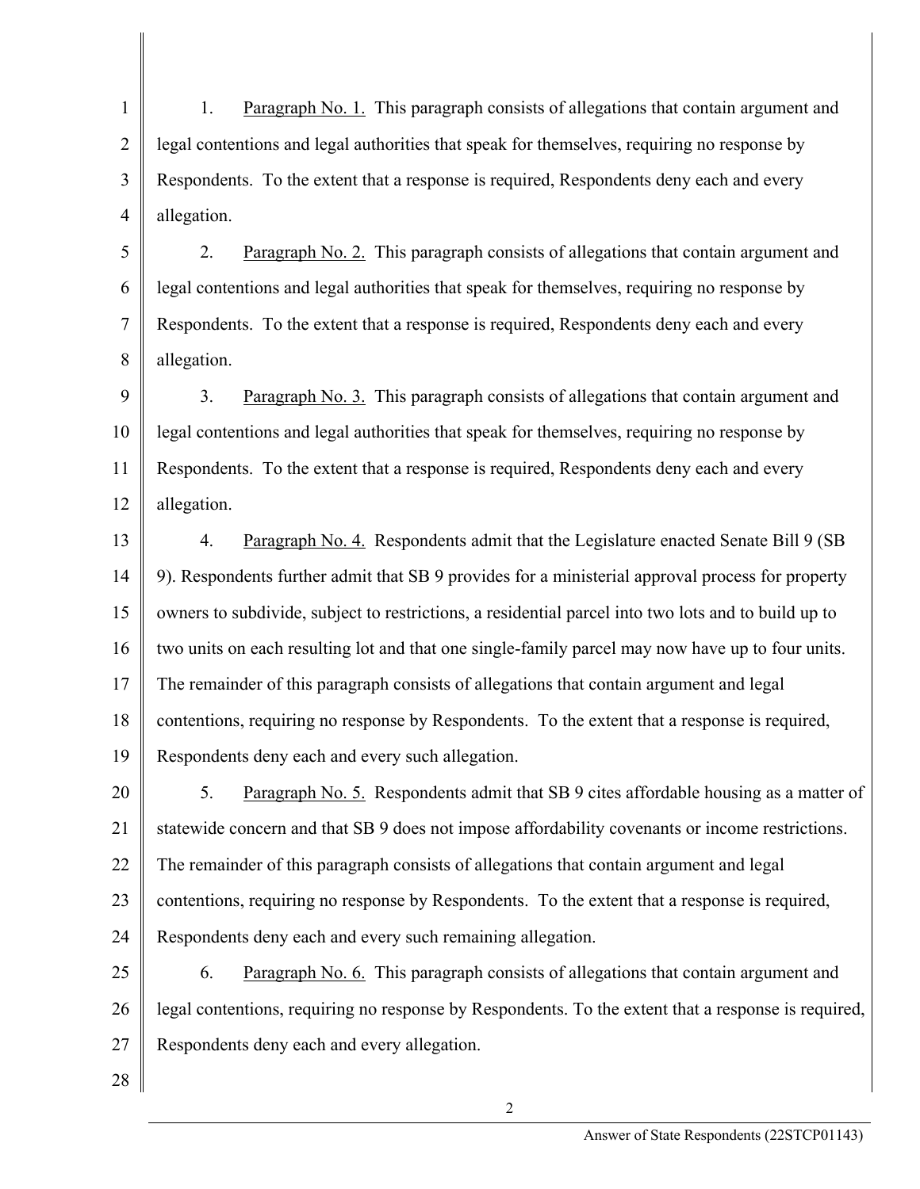1. Paragraph No. 1. This paragraph consists of allegations that contain argument and legal contentions and legal authorities that speak for themselves, requiring no response by Respondents. To the extent that a response is required, Respondents deny each and every allegation.

2. Paragraph No. 2. This paragraph consists of allegations that contain argument and legal contentions and legal authorities that speak for themselves, requiring no response by Respondents. To the extent that a response is required, Respondents deny each and every allegation.

3. Paragraph No. 3. This paragraph consists of allegations that contain argument and legal contentions and legal authorities that speak for themselves, requiring no response by Respondents. To the extent that a response is required, Respondents deny each and every allegation.

4. Paragraph No. 4. Respondents admit that the Legislature enacted Senate Bill 9 (SB 9). Respondents further admit that SB 9 provides for a ministerial approval process for property owners to subdivide, subject to restrictions, a residential parcel into two lots and to build up to two units on each resulting lot and that one single-family parcel may now have up to four units. The remainder of this paragraph consists of allegations that contain argument and legal contentions, requiring no response by Respondents. To the extent that a response is required, Respondents deny each and every such allegation.

5. Paragraph No. 5. Respondents admit that SB 9 cites affordable housing as a matter of statewide concern and that SB 9 does not impose affordability covenants or income restrictions. The remainder of this paragraph consists of allegations that contain argument and legal contentions, requiring no response by Respondents. To the extent that a response is required, Respondents deny each and every such remaining allegation.

6. Paragraph No. 6. This paragraph consists of allegations that contain argument and legal contentions, requiring no response by Respondents. To the extent that a response is required, Respondents deny each and every allegation.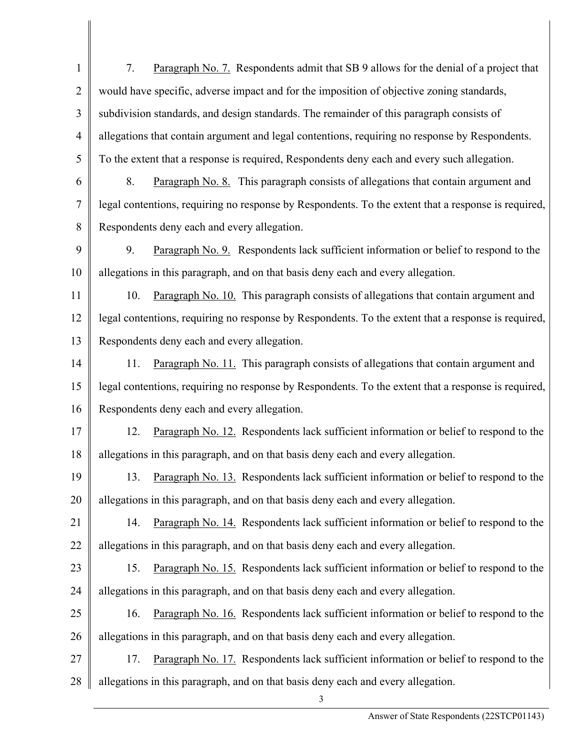7. Paragraph No. 7. Respondents admit that SB 9 allows for the denial of a project that would have specific, adverse impact and for the imposition of objective zoning standards, subdivision standards, and design standards. The remainder of this paragraph consists of allegations that contain argument and legal contentions, requiring no response by Respondents. To the extent that a response is required, Respondents deny each and every such allegation.

8. Paragraph No. 8. This paragraph consists of allegations that contain argument and legal contentions, requiring no response by Respondents. To the extent that a response is required, Respondents deny each and every allegation.

9. Paragraph No. 9. Respondents lack sufficient information or belief to respond to the allegations in this paragraph, and on that basis deny each and every allegation.

10. Paragraph No. 10. This paragraph consists of allegations that contain argument and legal contentions, requiring no response by Respondents. To the extent that a response is required, Respondents deny each and every allegation.

11. Paragraph No. 11. This paragraph consists of allegations that contain argument and legal contentions, requiring no response by Respondents. To the extent that a response is required, Respondents deny each and every allegation.

12. Paragraph No. 12. Respondents lack sufficient information or belief to respond to the allegations in this paragraph, and on that basis deny each and every allegation.

13. Paragraph No. 13. Respondents lack sufficient information or belief to respond to the allegations in this paragraph, and on that basis deny each and every allegation.

14. Paragraph No. 14. Respondents lack sufficient information or belief to respond to the allegations in this paragraph, and on that basis deny each and every allegation.

15. Paragraph No. 15. Respondents lack sufficient information or belief to respond to the allegations in this paragraph, and on that basis deny each and every allegation.

16. Paragraph No. 16. Respondents lack sufficient information or belief to respond to the allegations in this paragraph, and on that basis deny each and every allegation.

17. Paragraph No. 17. Respondents lack sufficient information or belief to respond to the allegations in this paragraph, and on that basis deny each and every allegation.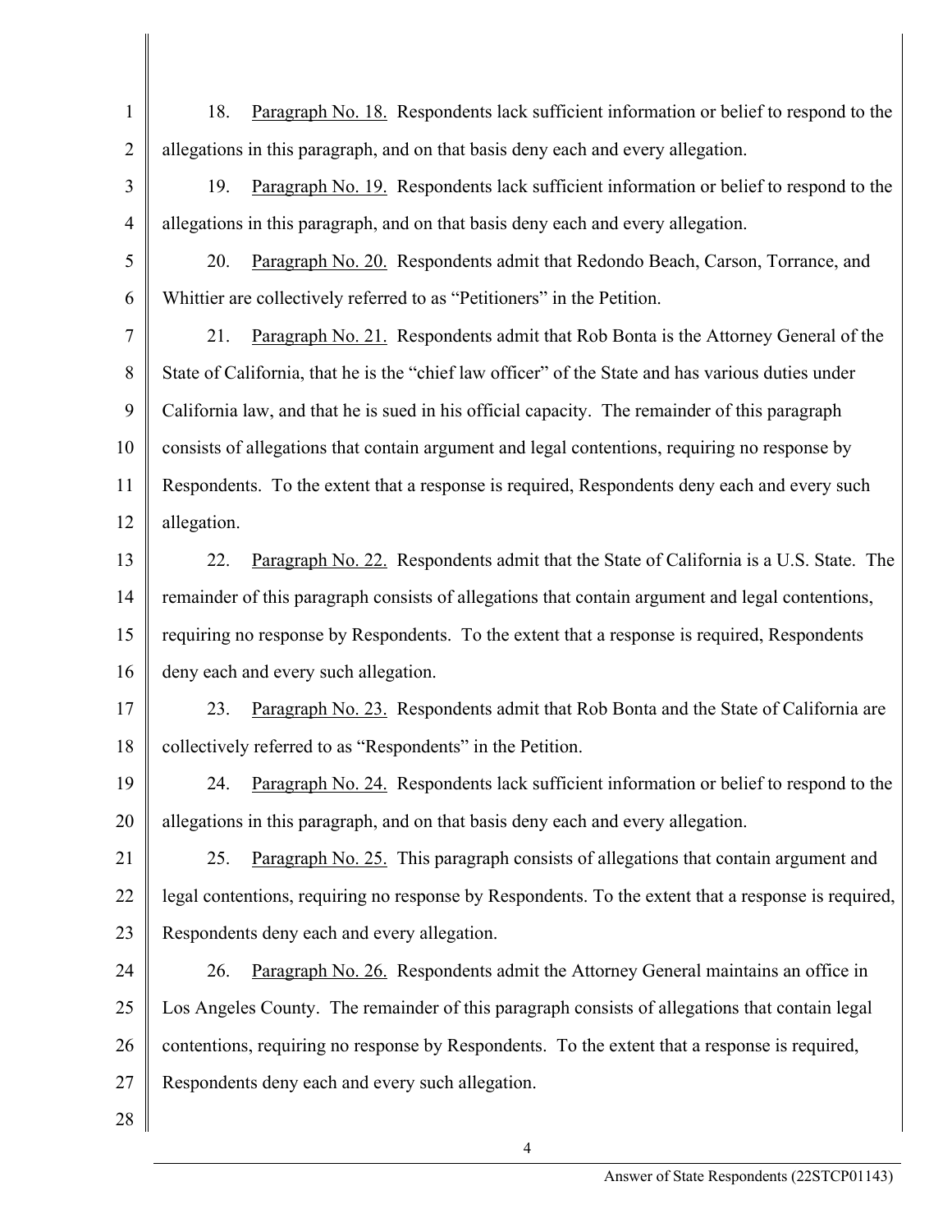18. Paragraph No. 18. Respondents lack sufficient information or belief to respond to the allegations in this paragraph, and on that basis deny each and every allegation.

19. Paragraph No. 19. Respondents lack sufficient information or belief to respond to the allegations in this paragraph, and on that basis deny each and every allegation.

20. Paragraph No. 20. Respondents admit that Redondo Beach, Carson, Torrance, and Whittier are collectively referred to as "Petitioners" in the Petition.

21. Paragraph No. 21. Respondents admit that Rob Bonta is the Attorney General of the State of California, that he is the "chief law officer" of the State and has various duties under California law, and that he is sued in his official capacity. The remainder of this paragraph consists of allegations that contain argument and legal contentions, requiring no response by Respondents. To the extent that a response is required, Respondents deny each and every such allegation.

22. Paragraph No. 22. Respondents admit that the State of California is a U.S. State. The remainder of this paragraph consists of allegations that contain argument and legal contentions, requiring no response by Respondents. To the extent that a response is required, Respondents deny each and every such allegation.

23. Paragraph No. 23. Respondents admit that Rob Bonta and the State of California are collectively referred to as "Respondents" in the Petition.

24. Paragraph No. 24. Respondents lack sufficient information or belief to respond to the allegations in this paragraph, and on that basis deny each and every allegation.

25. Paragraph No. 25. This paragraph consists of allegations that contain argument and legal contentions, requiring no response by Respondents. To the extent that a response is required, Respondents deny each and every allegation.

26. Paragraph No. 26. Respondents admit the Attorney General maintains an office in Los Angeles County. The remainder of this paragraph consists of allegations that contain legal contentions, requiring no response by Respondents. To the extent that a response is required, Respondents deny each and every such allegation.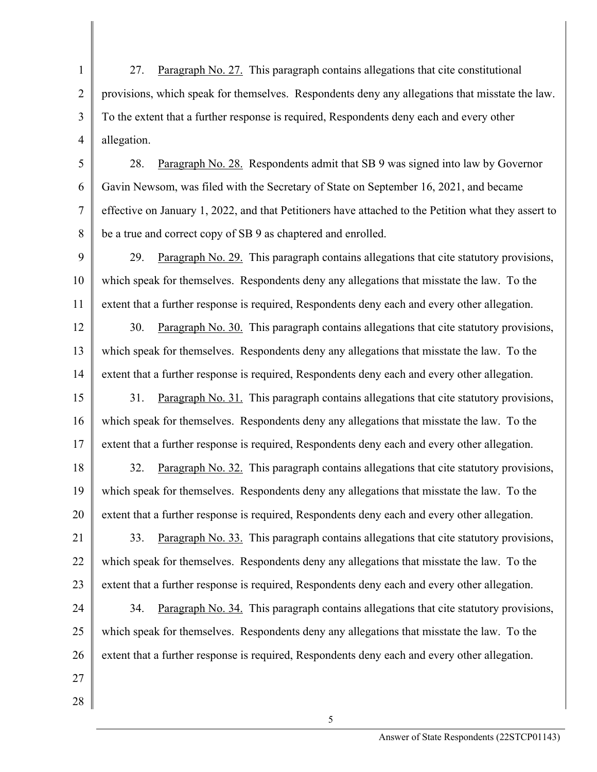27. Paragraph No. 27. This paragraph contains allegations that cite constitutional provisions, which speak for themselves. Respondents deny any allegations that misstate the law. To the extent that a further response is required, Respondents deny each and every other allegation.

28. Paragraph No. 28. Respondents admit that SB 9 was signed into law by Governor Gavin Newsom, was filed with the Secretary of State on September 16, 2021, and became effective on January 1, 2022, and that Petitioners have attached to the Petition what they assert to be a true and correct copy of SB 9 as chaptered and enrolled.

29. Paragraph No. 29. This paragraph contains allegations that cite statutory provisions, which speak for themselves. Respondents deny any allegations that misstate the law. To the extent that a further response is required, Respondents deny each and every other allegation.

30. Paragraph No. 30. This paragraph contains allegations that cite statutory provisions, which speak for themselves. Respondents deny any allegations that misstate the law. To the extent that a further response is required, Respondents deny each and every other allegation.

31. Paragraph No. 31. This paragraph contains allegations that cite statutory provisions, which speak for themselves. Respondents deny any allegations that misstate the law. To the extent that a further response is required, Respondents deny each and every other allegation.

32. Paragraph No. 32. This paragraph contains allegations that cite statutory provisions, which speak for themselves. Respondents deny any allegations that misstate the law. To the extent that a further response is required, Respondents deny each and every other allegation.

33. Paragraph No. 33. This paragraph contains allegations that cite statutory provisions, which speak for themselves. Respondents deny any allegations that misstate the law. To the extent that a further response is required, Respondents deny each and every other allegation.

34. Paragraph No. 34. This paragraph contains allegations that cite statutory provisions, which speak for themselves. Respondents deny any allegations that misstate the law. To the extent that a further response is required, Respondents deny each and every other allegation.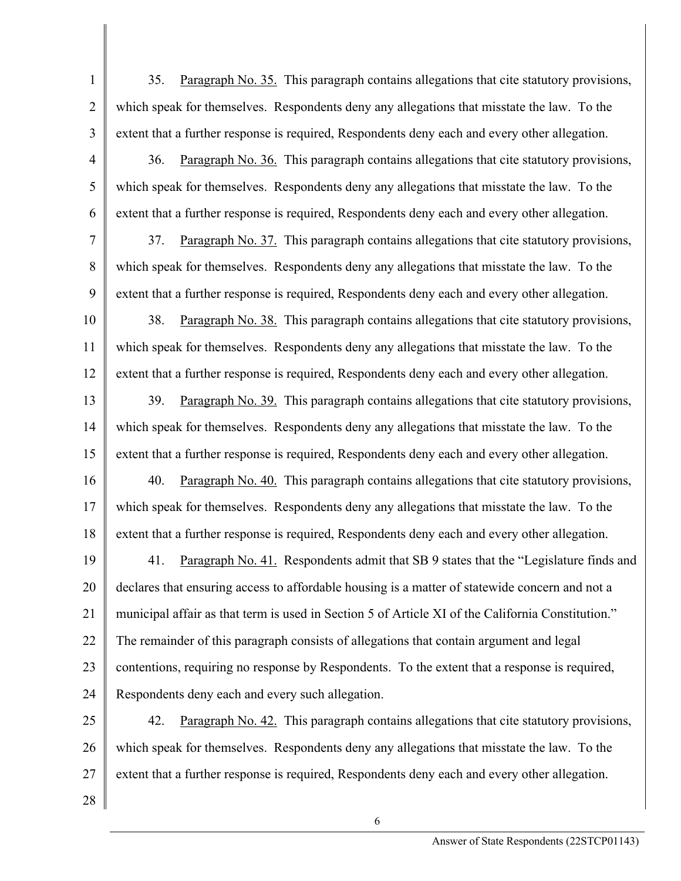35. <u>Paragraph No. 35.</u> This paragraph contains allegations that cite statutory provisions, which speak for themselves. Respondents deny any allegations that misstate the law. To the extent that a further response is required, Respondents deny each and every other allegation.

36. <u>Paragraph No. 36.</u> This paragraph contains allegations that cite statutory provisions, which speak for themselves. Respondents deny any allegations that misstate the law. To the extent that a further response is required, Respondents deny each and every other allegation.

37. <u>Paragraph No. 37.</u> This paragraph contains allegations that cite statutory provisions, which speak for themselves. Respondents deny any allegations that misstate the law. To the extent that a further response is required, Respondents deny each and every other allegation.

38. <u>Paragraph No. 38.</u> This paragraph contains allegations that cite statutory provisions, which speak for themselves. Respondents deny any allegations that misstate the law. To the extent that a further response is required, Respondents deny each and every other allegation.

39. <u>Paragraph No. 39.</u> This paragraph contains allegations that cite statutory provisions, which speak for themselves. Respondents deny any allegations that misstate the law. To the extent that a further response is required, Respondents deny each and every other allegation.

40. <u>Paragraph No. 40.</u> This paragraph contains allegations that cite statutory provisions, which speak for themselves. Respondents deny any allegations that misstate the law. To the extent that a further response is required, Respondents deny each and every other allegation.

41. <u>Paragraph No. 41.</u> Respondents admit that SB 9 states that the "Legislature finds and declares that ensuring access to affordable housing is a matter of statewide concern and not a municipal affair as that term is used in Section 5 of Article XI of the California Constitution." The remainder of this paragraph consists of allegations that contain argument and legal contentions, requiring no response by Respondents. To the extent that a response is required, Respondents deny each and every such allegation.

42. <u>Paragraph No. 42.</u> This paragraph contains allegations that cite statutory provisions, which speak for themselves. Respondents deny any allegations that misstate the law. To the extent that a further response is required, Respondents deny each and every other allegation.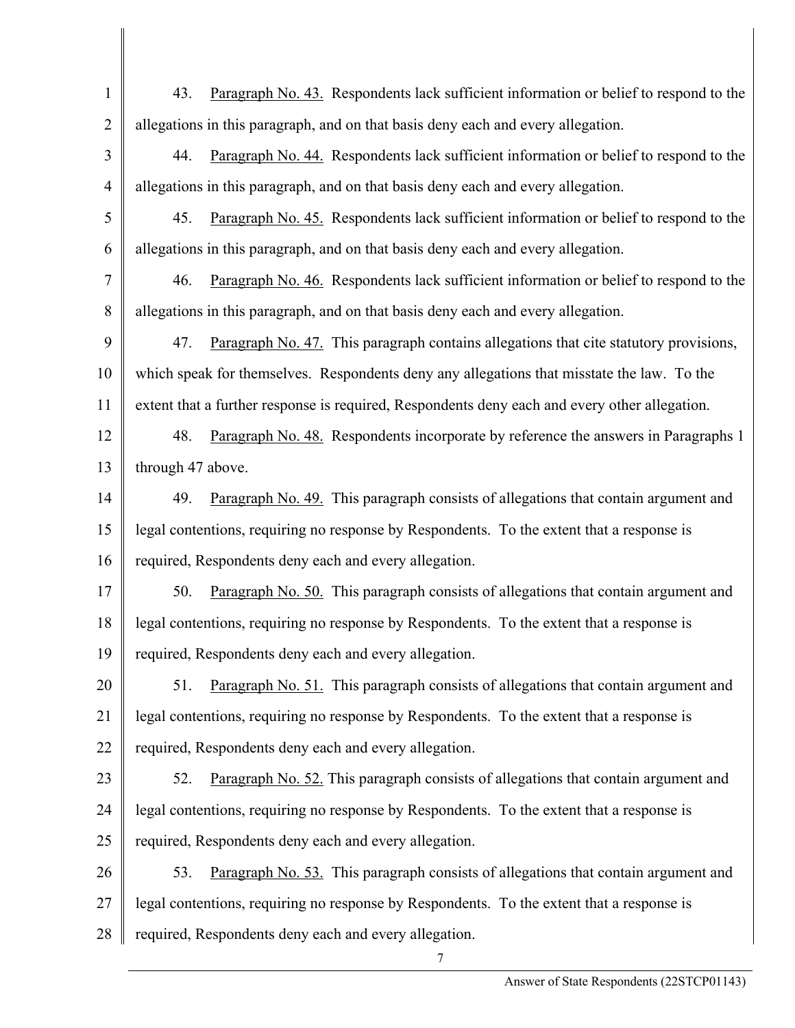43. Paragraph No. 43. Respondents lack sufficient information or belief to respond to the allegations in this paragraph, and on that basis deny each and every allegation.

44. Paragraph No. 44. Respondents lack sufficient information or belief to respond to the allegations in this paragraph, and on that basis deny each and every allegation.

45. Paragraph No. 45. Respondents lack sufficient information or belief to respond to the allegations in this paragraph, and on that basis deny each and every allegation.

46. Paragraph No. 46. Respondents lack sufficient information or belief to respond to the allegations in this paragraph, and on that basis deny each and every allegation.

47. Paragraph No. 47. This paragraph contains allegations that cite statutory provisions, which speak for themselves. Respondents deny any allegations that misstate the law. To the extent that a further response is required, Respondents deny each and every other allegation.

48. Paragraph No. 48. Respondents incorporate by reference the answers in Paragraphs 1 through 47 above.

49. Paragraph No. 49. This paragraph consists of allegations that contain argument and legal contentions, requiring no response by Respondents. To the extent that a response is required, Respondents deny each and every allegation.

50. Paragraph No. 50. This paragraph consists of allegations that contain argument and legal contentions, requiring no response by Respondents. To the extent that a response is required, Respondents deny each and every allegation.

51. Paragraph No. 51. This paragraph consists of allegations that contain argument and legal contentions, requiring no response by Respondents. To the extent that a response is required, Respondents deny each and every allegation.

52. Paragraph No. 52. This paragraph consists of allegations that contain argument and legal contentions, requiring no response by Respondents. To the extent that a response is required, Respondents deny each and every allegation.

53. Paragraph No. 53. This paragraph consists of allegations that contain argument and legal contentions, requiring no response by Respondents. To the extent that a response is required, Respondents deny each and every allegation.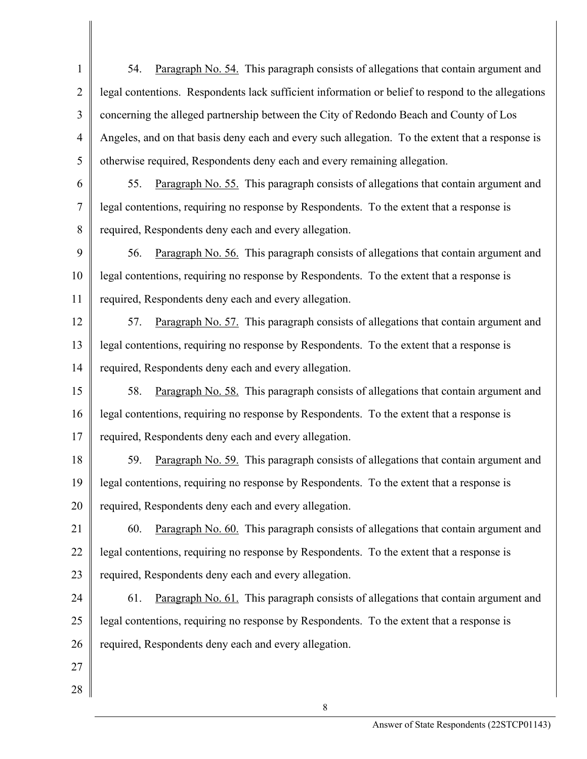54. Paragraph No. 54. This paragraph consists of allegations that contain argument and legal contentions. Respondents lack sufficient information or belief to respond to the allegations concerning the alleged partnership between the City of Redondo Beach and County of Los Angeles, and on that basis deny each and every such allegation. To the extent that a response is otherwise required, Respondents deny each and every remaining allegation.

55. Paragraph No. 55. This paragraph consists of allegations that contain argument and legal contentions, requiring no response by Respondents. To the extent that a response is required, Respondents deny each and every allegation.

56. Paragraph No. 56. This paragraph consists of allegations that contain argument and legal contentions, requiring no response by Respondents. To the extent that a response is required, Respondents deny each and every allegation.

57. Paragraph No. 57. This paragraph consists of allegations that contain argument and legal contentions, requiring no response by Respondents. To the extent that a response is required, Respondents deny each and every allegation.

58. Paragraph No. 58. This paragraph consists of allegations that contain argument and legal contentions, requiring no response by Respondents. To the extent that a response is required, Respondents deny each and every allegation.

59. Paragraph No. 59. This paragraph consists of allegations that contain argument and legal contentions, requiring no response by Respondents. To the extent that a response is required, Respondents deny each and every allegation.

60. Paragraph No. 60. This paragraph consists of allegations that contain argument and legal contentions, requiring no response by Respondents. To the extent that a response is required, Respondents deny each and every allegation.

61. Paragraph No. 61. This paragraph consists of allegations that contain argument and legal contentions, requiring no response by Respondents. To the extent that a response is required, Respondents deny each and every allegation.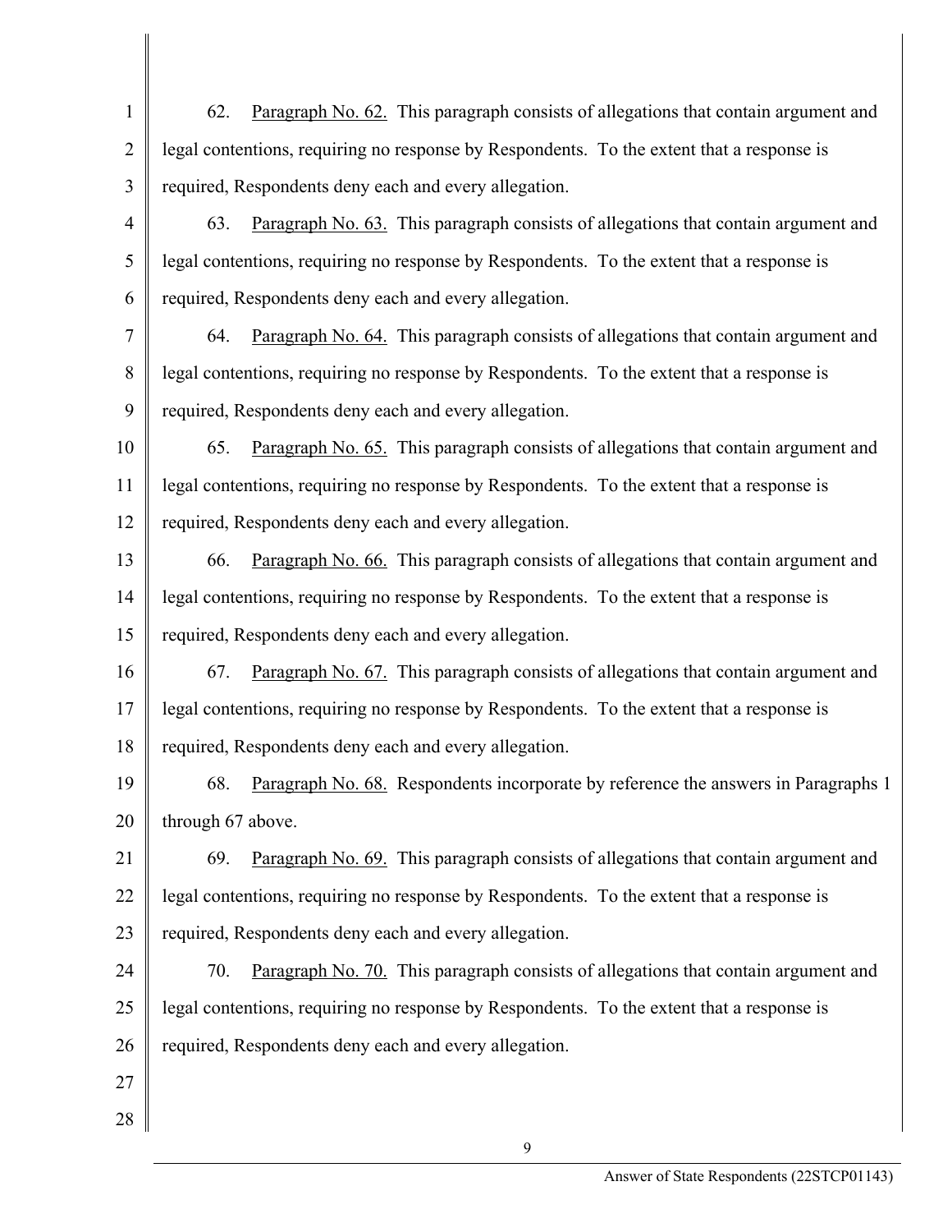62. Paragraph No. 62. This paragraph consists of allegations that contain argument and legal contentions, requiring no response by Respondents. To the extent that a response is required, Respondents deny each and every allegation.

63. Paragraph No. 63. This paragraph consists of allegations that contain argument and legal contentions, requiring no response by Respondents. To the extent that a response is required, Respondents deny each and every allegation.

64. Paragraph No. 64. This paragraph consists of allegations that contain argument and legal contentions, requiring no response by Respondents. To the extent that a response is required, Respondents deny each and every allegation.

65. Paragraph No. 65. This paragraph consists of allegations that contain argument and legal contentions, requiring no response by Respondents. To the extent that a response is required, Respondents deny each and every allegation.

66. Paragraph No. 66. This paragraph consists of allegations that contain argument and legal contentions, requiring no response by Respondents. To the extent that a response is required, Respondents deny each and every allegation.

67. Paragraph No. 67. This paragraph consists of allegations that contain argument and legal contentions, requiring no response by Respondents. To the extent that a response is required, Respondents deny each and every allegation.

68. Paragraph No. 68. Respondents incorporate by reference the answers in Paragraphs 1 through 67 above.

69. Paragraph No. 69. This paragraph consists of allegations that contain argument and legal contentions, requiring no response by Respondents. To the extent that a response is required, Respondents deny each and every allegation.

70. Paragraph No. 70. This paragraph consists of allegations that contain argument and legal contentions, requiring no response by Respondents. To the extent that a response is required, Respondents deny each and every allegation.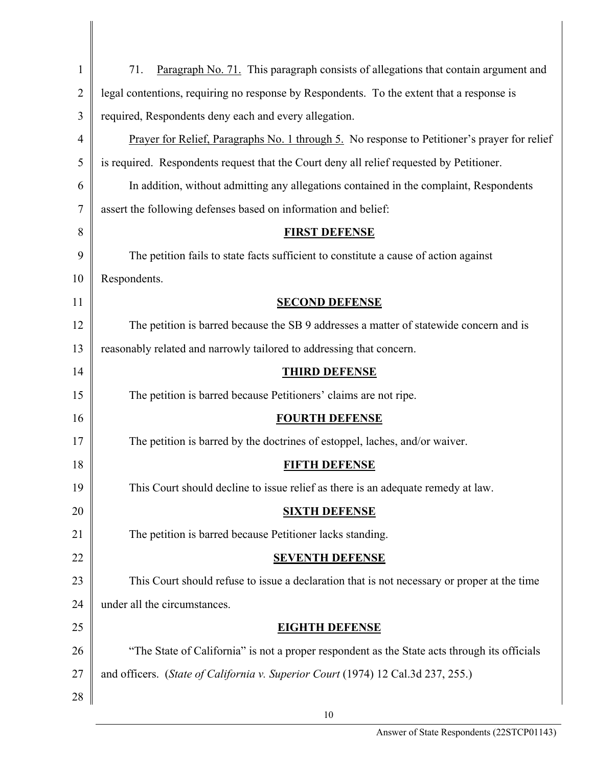71. Paragraph No. 71. This paragraph consists of allegations that contain argument and legal contentions, requiring no response by Respondents. To the extent that a response is required, Respondents deny each and every allegation.

Prayer for Relief, Paragraphs No. 1 through 5. No response to Petitioner's prayer for relief is required. Respondents request that the Court deny all relief requested by Petitioner.

In addition, without admitting any allegations contained in the complaint, Respondents assert the following defenses based on information and belief:

**FIRST DEFENSE**

The petition fails to state facts sufficient to constitute a cause of action against Respondents.

**SECOND DEFENSE**

The petition is barred because the SB 9 addresses a matter of statewide concern and is reasonably related and narrowly tailored to addressing that concern.

**THIRD DEFENSE**

The petition is barred because Petitioners' claims are not ripe.

**FOURTH DEFENSE**

The petition is barred by the doctrines of estoppel, laches, and/or waiver.

**FIFTH DEFENSE**

This Court should decline to issue relief as there is an adequate remedy at law.

**SIXTH DEFENSE**

The petition is barred because Petitioner lacks standing.

**SEVENTH DEFENSE**

This Court should refuse to issue a declaration that is not necessary or proper at the time under all the circumstances.

**EIGHTH DEFENSE**

"The State of California" is not a proper respondent as the State acts through its officials and officers. (*State of California v. Superior Court* (1974) 12 Cal.3d 237, 255.)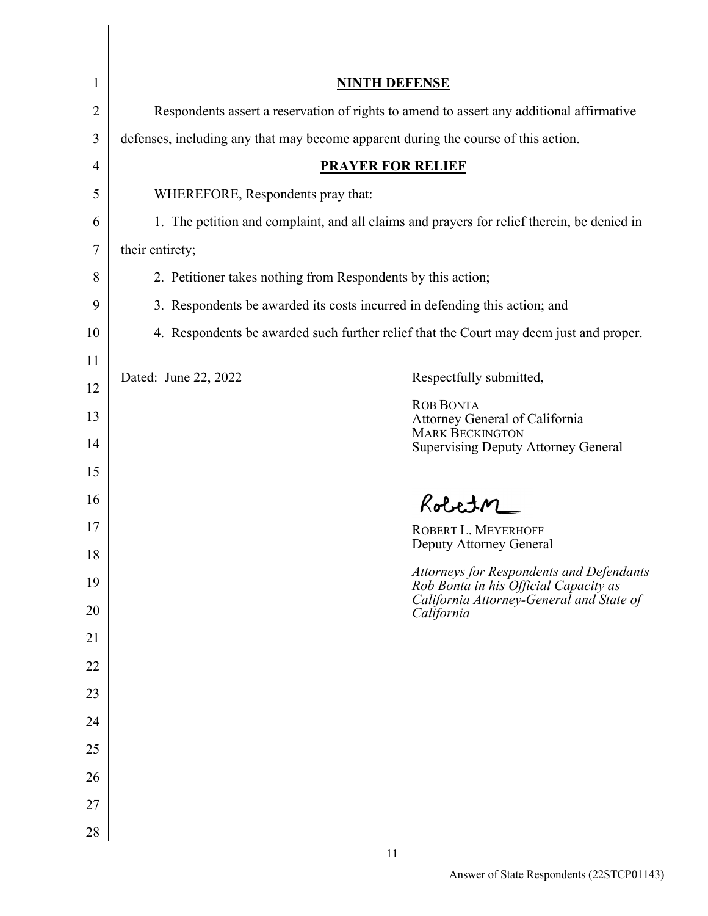**NINTH DEFENSE**

Respondents assert a reservation of rights to amend to assert any additional affirmative defenses, including any that may become apparent during the course of this action.

**PRAYER FOR RELIEF**

WHEREFORE, Respondents pray that:

1. The petition and complaint, and all claims and prayers for relief therein, be denied in their entirety;

2. Petitioner takes nothing from Respondents by this action;

3. Respondents be awarded its costs incurred in defending this action; and

4. Respondents be awarded such further relief that the Court may deem just and proper.

Dated: June 22, 2022

Respectfully submitted,

ROB BONTA
Attorney General of California
MARK BECKINGTON
Supervising Deputy Attorney General

RobertM

ROBERT L. MEYERHOFF
Deputy Attorney General

*Attorneys for Respondents and Defendants Rob Bonta in his Official Capacity as California Attorney-General and State of California*

Answer of State Respondents (22STCP01143)